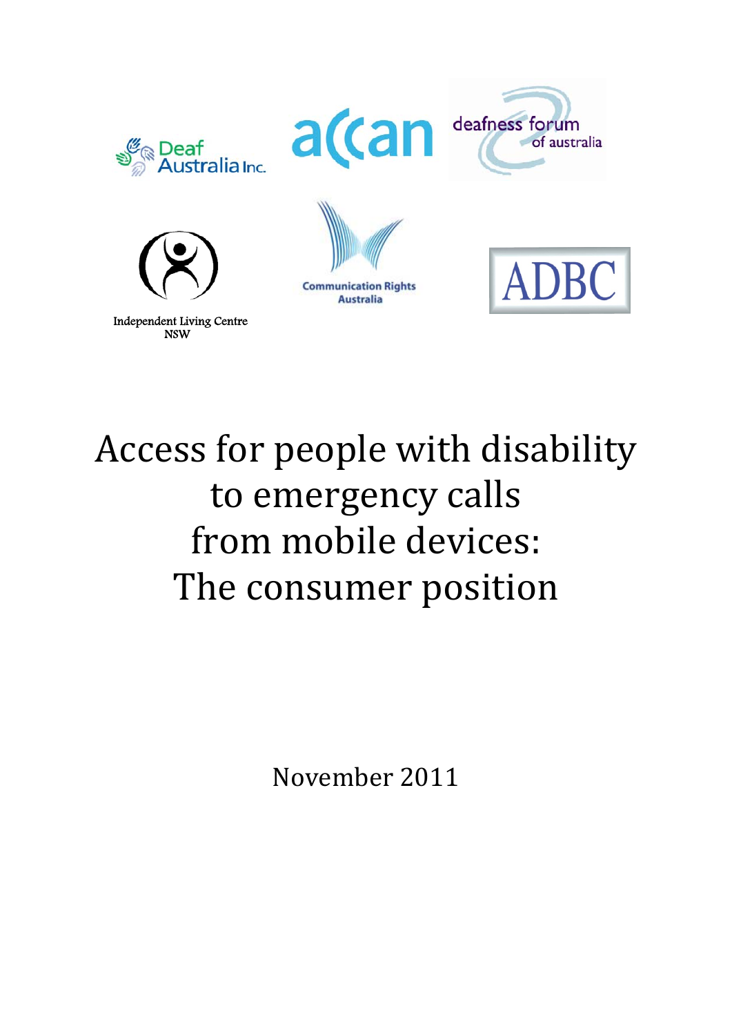Deaf Australia Inc.

accan

deafness forum of australia

Independent Living Centre NSW

Communication Rights Australia

ADBC

# Access for people with disability to emergency calls from mobile devices: The consumer position

November 2011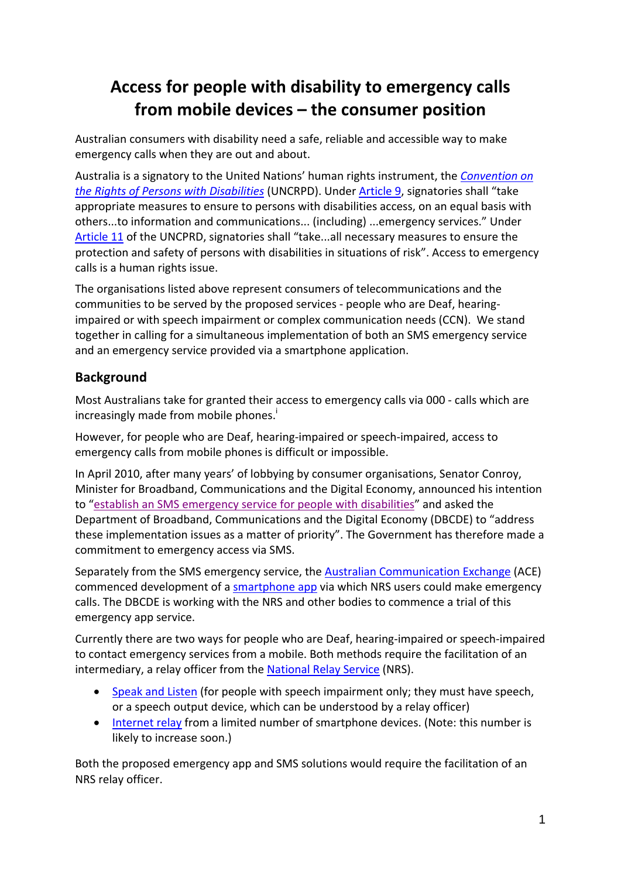# Access for people with disability to emergency calls from mobile devices – the consumer position

Australian consumers with disability need a safe, reliable and accessible way to make emergency calls when they are out and about.

Australia is a signatory to the United Nations' human rights instrument, the *Convention on the Rights of Persons with Disabilities* (UNCRPD). Under Article 9, signatories shall "take appropriate measures to ensure to persons with disabilities access, on an equal basis with others...to information and communications... (including) ...emergency services." Under Article 11 of the UNCPRD, signatories shall "take...all necessary measures to ensure the protection and safety of persons with disabilities in situations of risk". Access to emergency calls is a human rights issue.

The organisations listed above represent consumers of telecommunications and the communities to be served by the proposed services - people who are Deaf, hearing-impaired or with speech impairment or complex communication needs (CCN). We stand together in calling for a simultaneous implementation of both an SMS emergency service and an emergency service provided via a smartphone application.

## Background

Most Australians take for granted their access to emergency calls via 000 - calls which are increasingly made from mobile phones.[i]

However, for people who are Deaf, hearing-impaired or speech-impaired, access to emergency calls from mobile phones is difficult or impossible.

In April 2010, after many years' of lobbying by consumer organisations, Senator Conroy, Minister for Broadband, Communications and the Digital Economy, announced his intention to "establish an SMS emergency service for people with disabilities" and asked the Department of Broadband, Communications and the Digital Economy (DBCDE) to "address these implementation issues as a matter of priority". The Government has therefore made a commitment to emergency access via SMS.

Separately from the SMS emergency service, the Australian Communication Exchange (ACE) commenced development of a smartphone app via which NRS users could make emergency calls. The DBCDE is working with the NRS and other bodies to commence a trial of this emergency app service.

Currently there are two ways for people who are Deaf, hearing-impaired or speech-impaired to contact emergency services from a mobile. Both methods require the facilitation of an intermediary, a relay officer from the National Relay Service (NRS).

- Speak and Listen (for people with speech impairment only; they must have speech, or a speech output device, which can be understood by a relay officer)
- Internet relay from a limited number of smartphone devices. (Note: this number is likely to increase soon.)

Both the proposed emergency app and SMS solutions would require the facilitation of an NRS relay officer.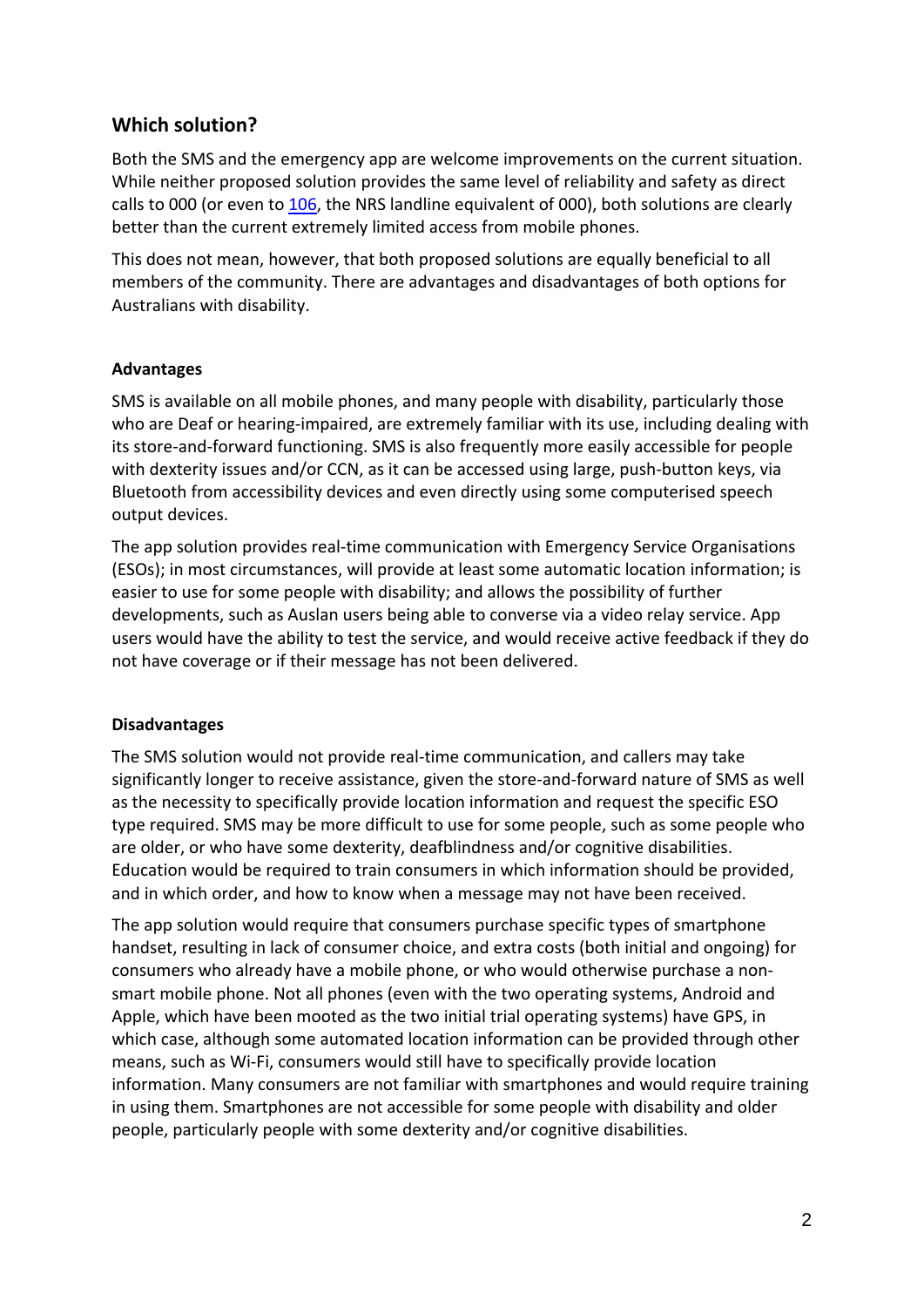## Which solution?

Both the SMS and the emergency app are welcome improvements on the current situation. While neither proposed solution provides the same level of reliability and safety as direct calls to 000 (or even to 106, the NRS landline equivalent of 000), both solutions are clearly better than the current extremely limited access from mobile phones.

This does not mean, however, that both proposed solutions are equally beneficial to all members of the community. There are advantages and disadvantages of both options for Australians with disability.

### Advantages

SMS is available on all mobile phones, and many people with disability, particularly those who are Deaf or hearing-impaired, are extremely familiar with its use, including dealing with its store-and-forward functioning. SMS is also frequently more easily accessible for people with dexterity issues and/or CCN, as it can be accessed using large, push-button keys, via Bluetooth from accessibility devices and even directly using some computerised speech output devices.

The app solution provides real-time communication with Emergency Service Organisations (ESOs); in most circumstances, will provide at least some automatic location information; is easier to use for some people with disability; and allows the possibility of further developments, such as Auslan users being able to converse via a video relay service. App users would have the ability to test the service, and would receive active feedback if they do not have coverage or if their message has not been delivered.

### Disadvantages

The SMS solution would not provide real-time communication, and callers may take significantly longer to receive assistance, given the store-and-forward nature of SMS as well as the necessity to specifically provide location information and request the specific ESO type required. SMS may be more difficult to use for some people, such as some people who are older, or who have some dexterity, deafblindness and/or cognitive disabilities. Education would be required to train consumers in which information should be provided, and in which order, and how to know when a message may not have been received.

The app solution would require that consumers purchase specific types of smartphone handset, resulting in lack of consumer choice, and extra costs (both initial and ongoing) for consumers who already have a mobile phone, or who would otherwise purchase a non-smart mobile phone. Not all phones (even with the two operating systems, Android and Apple, which have been mooted as the two initial trial operating systems) have GPS, in which case, although some automated location information can be provided through other means, such as Wi-Fi, consumers would still have to specifically provide location information. Many consumers are not familiar with smartphones and would require training in using them. Smartphones are not accessible for some people with disability and older people, particularly people with some dexterity and/or cognitive disabilities.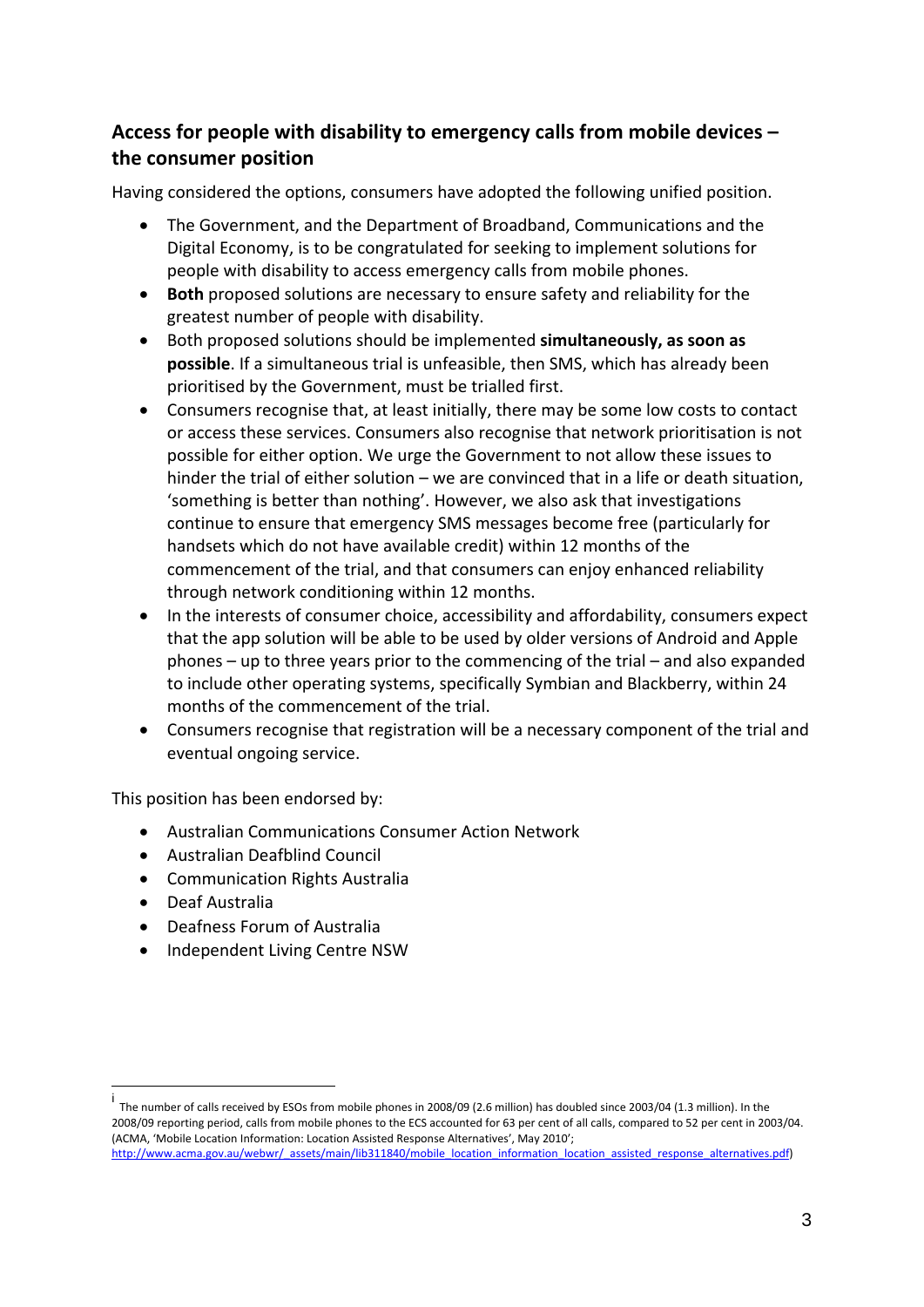## Access for people with disability to emergency calls from mobile devices – the consumer position

Having considered the options, consumers have adopted the following unified position.

- The Government, and the Department of Broadband, Communications and the Digital Economy, is to be congratulated for seeking to implement solutions for people with disability to access emergency calls from mobile phones.
- **Both** proposed solutions are necessary to ensure safety and reliability for the greatest number of people with disability.
- Both proposed solutions should be implemented **simultaneously, as soon as possible**. If a simultaneous trial is unfeasible, then SMS, which has already been prioritised by the Government, must be trialled first.
- Consumers recognise that, at least initially, there may be some low costs to contact or access these services. Consumers also recognise that network prioritisation is not possible for either option. We urge the Government to not allow these issues to hinder the trial of either solution – we are convinced that in a life or death situation, 'something is better than nothing'. However, we also ask that investigations continue to ensure that emergency SMS messages become free (particularly for handsets which do not have available credit) within 12 months of the commencement of the trial, and that consumers can enjoy enhanced reliability through network conditioning within 12 months.
- In the interests of consumer choice, accessibility and affordability, consumers expect that the app solution will be able to be used by older versions of Android and Apple phones – up to three years prior to the commencing of the trial – and also expanded to include other operating systems, specifically Symbian and Blackberry, within 24 months of the commencement of the trial.
- Consumers recognise that registration will be a necessary component of the trial and eventual ongoing service.

This position has been endorsed by:

- Australian Communications Consumer Action Network
- Australian Deafblind Council
- Communication Rights Australia
- Deaf Australia
- Deafness Forum of Australia
- Independent Living Centre NSW

---

[i] The number of calls received by ESOs from mobile phones in 2008/09 (2.6 million) has doubled since 2003/04 (1.3 million). In the 2008/09 reporting period, calls from mobile phones to the ECS accounted for 63 per cent of all calls, compared to 52 per cent in 2003/04. (ACMA, 'Mobile Location Information: Location Assisted Response Alternatives', May 2010'; http://www.acma.gov.au/webwr/_assets/main/lib311840/mobile_location_information_location_assisted_response_alternatives.pdf)